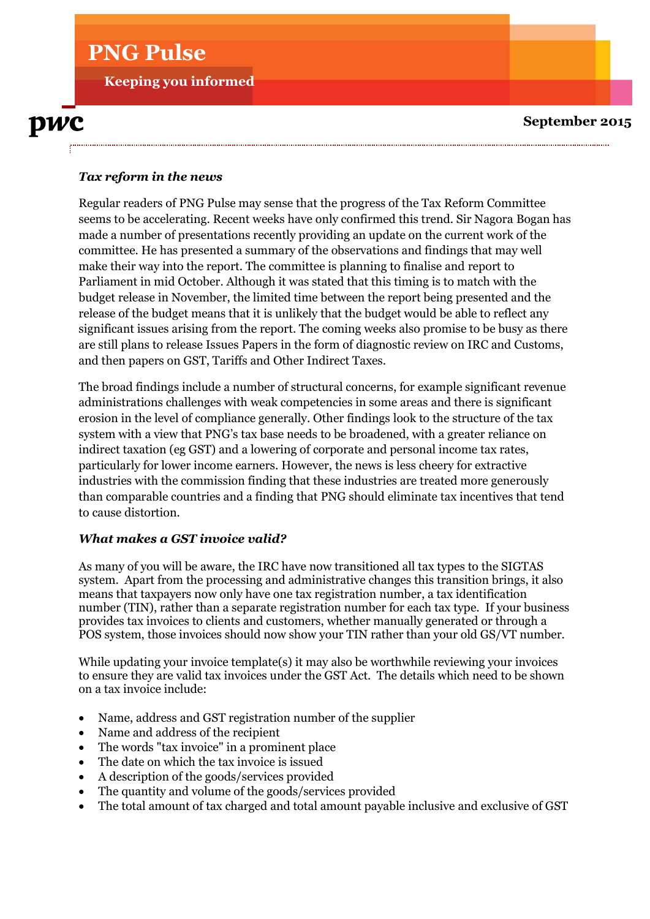# PNG Pulse

**Keeping you informed**

**September 2015**

### *Tax reform in the news*

Regular readers of PNG Pulse may sense that the progress of the Tax Reform Committee seems to be accelerating. Recent weeks have only confirmed this trend. Sir Nagora Bogan has made a number of presentations recently providing an update on the current work of the committee. He has presented a summary of the observations and findings that may well make their way into the report. The committee is planning to finalise and report to Parliament in mid October. Although it was stated that this timing is to match with the budget release in November, the limited time between the report being presented and the release of the budget means that it is unlikely that the budget would be able to reflect any significant issues arising from the report. The coming weeks also promise to be busy as there are still plans to release Issues Papers in the form of diagnostic review on IRC and Customs, and then papers on GST, Tariffs and Other Indirect Taxes.

The broad findings include a number of structural concerns, for example significant revenue administrations challenges with weak competencies in some areas and there is significant erosion in the level of compliance generally. Other findings look to the structure of the tax system with a view that PNG's tax base needs to be broadened, with a greater reliance on indirect taxation (eg GST) and a lowering of corporate and personal income tax rates, particularly for lower income earners. However, the news is less cheery for extractive industries with the commission finding that these industries are treated more generously than comparable countries and a finding that PNG should eliminate tax incentives that tend to cause distortion.

### *What makes a GST invoice valid?*

As many of you will be aware, the IRC have now transitioned all tax types to the SIGTAS system. Apart from the processing and administrative changes this transition brings, it also means that taxpayers now only have one tax registration number, a tax identification number (TIN), rather than a separate registration number for each tax type. If your business provides tax invoices to clients and customers, whether manually generated or through a POS system, those invoices should now show your TIN rather than your old GS/VT number.

While updating your invoice template(s) it may also be worthwhile reviewing your invoices to ensure they are valid tax invoices under the GST Act. The details which need to be shown on a tax invoice include:

- Name, address and GST registration number of the supplier
- Name and address of the recipient
- The words "tax invoice" in a prominent place
- The date on which the tax invoice is issued
- A description of the goods/services provided
- The quantity and volume of the goods/services provided
- The total amount of tax charged and total amount payable inclusive and exclusive of GST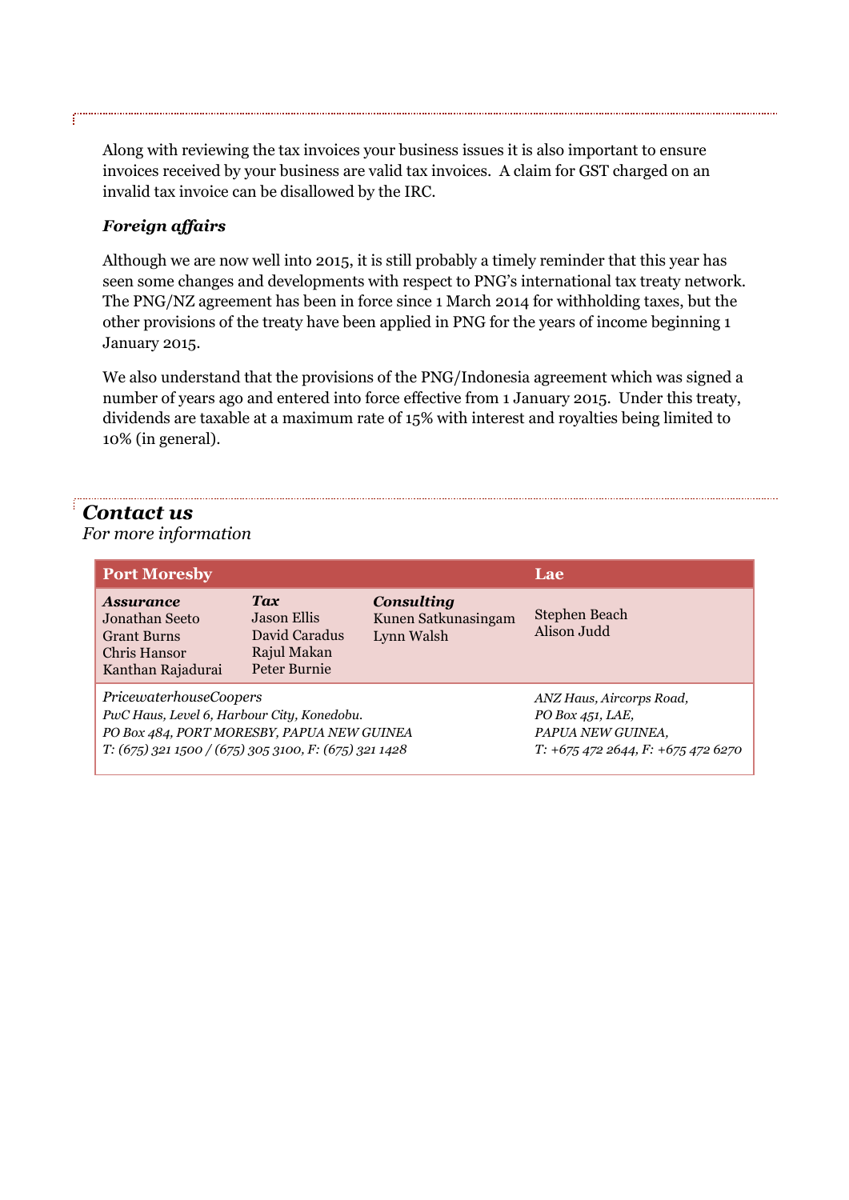Along with reviewing the tax invoices your business issues it is also important to ensure invoices received by your business are valid tax invoices. A claim for GST charged on an invalid tax invoice can be disallowed by the IRC.

***Foreign affairs***

Although we are now well into 2015, it is still probably a timely reminder that this year has seen some changes and developments with respect to PNG's international tax treaty network. The PNG/NZ agreement has been in force since 1 March 2014 for withholding taxes, but the other provisions of the treaty have been applied in PNG for the years of income beginning 1 January 2015.

We also understand that the provisions of the PNG/Indonesia agreement which was signed a number of years ago and entered into force effective from 1 January 2015. Under this treaty, dividends are taxable at a maximum rate of 15% with interest and royalties being limited to 10% (in general).

## *Contact us*

*For more information*

| **Port Moresby** | | | **Lae** |
|---|---|---|---|
| ***Assurance*** Jonathan Seeto, Grant Burns, Chris Hansor, Kanthan Rajadurai | ***Tax*** Jason Ellis, David Caradus, Rajul Makan, Peter Burnie | ***Consulting*** Kunen Satkunasingam, Lynn Walsh | Stephen Beach, Alison Judd |
| *PricewaterhouseCoopers PwC Haus, Level 6, Harbour City, Konedobu. PO Box 484, PORT MORESBY, PAPUA NEW GUINEA T: (675) 321 1500 / (675) 305 3100, F: (675) 321 1428* | | | *ANZ Haus, Aircorps Road, PO Box 451, LAE, PAPUA NEW GUINEA, T: +675 472 2644, F: +675 472 6270* |